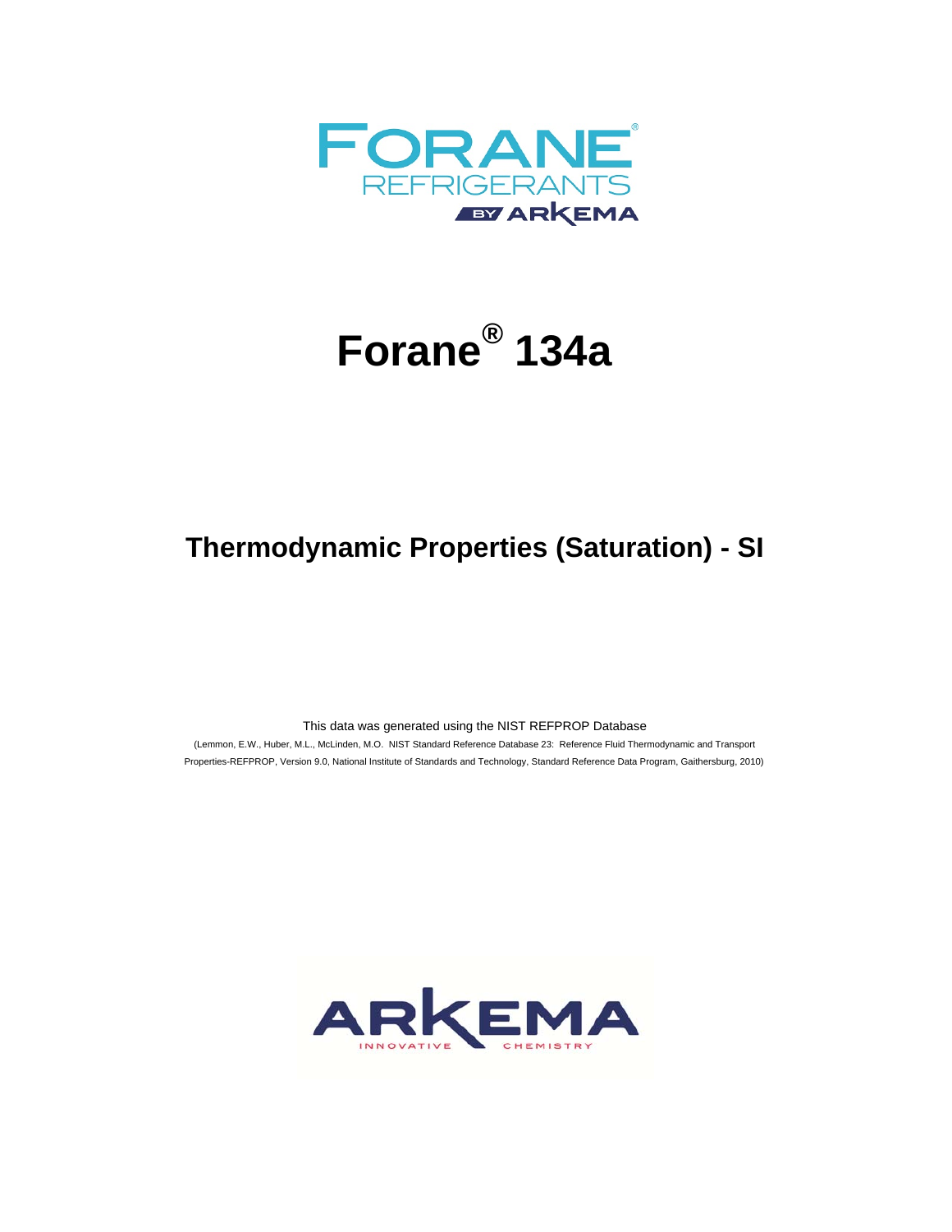FORANE®
REFRIGERANTS
BY ARKEMA

# Forane® 134a

## Thermodynamic Properties (Saturation) - SI

This data was generated using the NIST REFPROP Database

(Lemmon, E.W., Huber, M.L., McLinden, M.O. NIST Standard Reference Database 23: Reference Fluid Thermodynamic and Transport Properties-REFPROP, Version 9.0, National Institute of Standards and Technology, Standard Reference Data Program, Gaithersburg, 2010)

ARKEMA
INNOVATIVE CHEMISTRY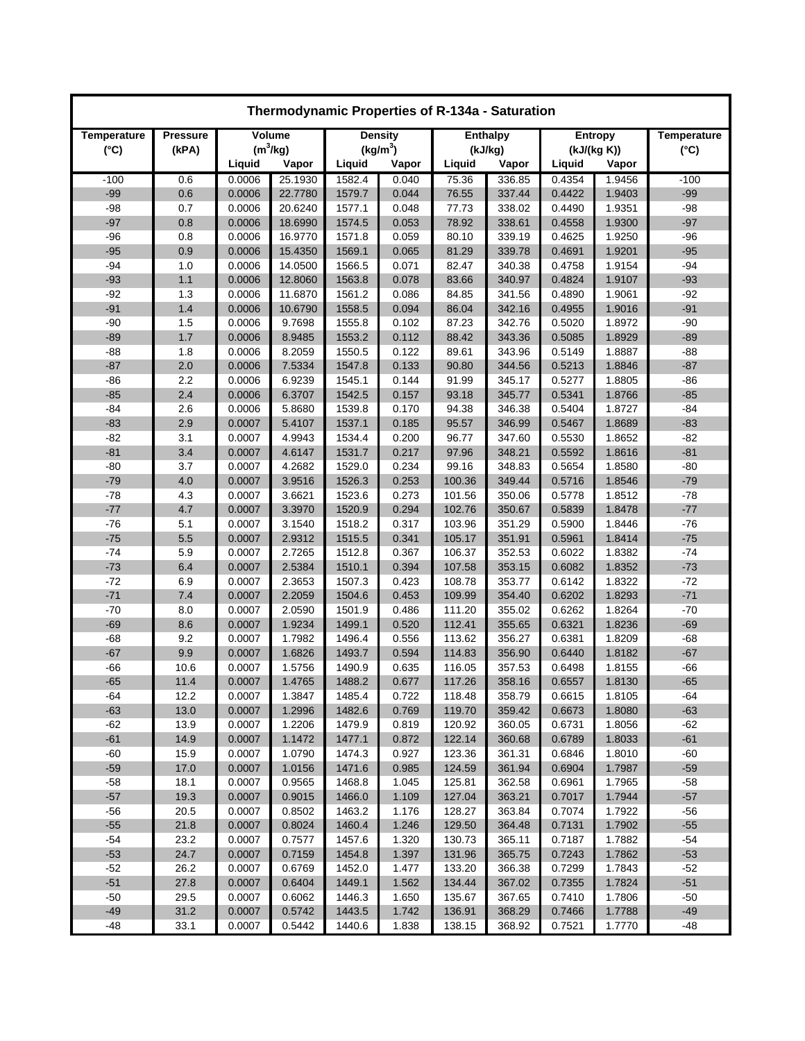# Thermodynamic Properties of R-134a - Saturation

| Temperature (°C) | Pressure (kPA) | Volume ($m^3$/kg) | | Density ($kg/m^3$) | | Enthalpy (kJ/kg) | | Entropy (kJ/(kg K)) | | Temperature (°C) |
|---|---|---|---|---|---|---|---|---|---|---|
| | | Liquid | Vapor | Liquid | Vapor | Liquid | Vapor | Liquid | Vapor | |
| -100 | 0.6 | 0.0006 | 25.1930 | 1582.4 | 0.040 | 75.36 | 336.85 | 0.4354 | 1.9456 | -100 |
| -99 | 0.6 | 0.0006 | 22.7780 | 1579.7 | 0.044 | 76.55 | 337.44 | 0.4422 | 1.9403 | -99 |
| -98 | 0.7 | 0.0006 | 20.6240 | 1577.1 | 0.048 | 77.73 | 338.02 | 0.4490 | 1.9351 | -98 |
| -97 | 0.8 | 0.0006 | 18.6990 | 1574.5 | 0.053 | 78.92 | 338.61 | 0.4558 | 1.9300 | -97 |
| -96 | 0.8 | 0.0006 | 16.9770 | 1571.8 | 0.059 | 80.10 | 339.19 | 0.4625 | 1.9250 | -96 |
| -95 | 0.9 | 0.0006 | 15.4350 | 1569.1 | 0.065 | 81.29 | 339.78 | 0.4691 | 1.9201 | -95 |
| -94 | 1.0 | 0.0006 | 14.0500 | 1566.5 | 0.071 | 82.47 | 340.38 | 0.4758 | 1.9154 | -94 |
| -93 | 1.1 | 0.0006 | 12.8060 | 1563.8 | 0.078 | 83.66 | 340.97 | 0.4824 | 1.9107 | -93 |
| -92 | 1.3 | 0.0006 | 11.6870 | 1561.2 | 0.086 | 84.85 | 341.56 | 0.4890 | 1.9061 | -92 |
| -91 | 1.4 | 0.0006 | 10.6790 | 1558.5 | 0.094 | 86.04 | 342.16 | 0.4955 | 1.9016 | -91 |
| -90 | 1.5 | 0.0006 | 9.7698 | 1555.8 | 0.102 | 87.23 | 342.76 | 0.5020 | 1.8972 | -90 |
| -89 | 1.7 | 0.0006 | 8.9485 | 1553.2 | 0.112 | 88.42 | 343.36 | 0.5085 | 1.8929 | -89 |
| -88 | 1.8 | 0.0006 | 8.2059 | 1550.5 | 0.122 | 89.61 | 343.96 | 0.5149 | 1.8887 | -88 |
| -87 | 2.0 | 0.0006 | 7.5334 | 1547.8 | 0.133 | 90.80 | 344.56 | 0.5213 | 1.8846 | -87 |
| -86 | 2.2 | 0.0006 | 6.9239 | 1545.1 | 0.144 | 91.99 | 345.17 | 0.5277 | 1.8805 | -86 |
| -85 | 2.4 | 0.0006 | 6.3707 | 1542.5 | 0.157 | 93.18 | 345.77 | 0.5341 | 1.8766 | -85 |
| -84 | 2.6 | 0.0006 | 5.8680 | 1539.8 | 0.170 | 94.38 | 346.38 | 0.5404 | 1.8727 | -84 |
| -83 | 2.9 | 0.0007 | 5.4107 | 1537.1 | 0.185 | 95.57 | 346.99 | 0.5467 | 1.8689 | -83 |
| -82 | 3.1 | 0.0007 | 4.9943 | 1534.4 | 0.200 | 96.77 | 347.60 | 0.5530 | 1.8652 | -82 |
| -81 | 3.4 | 0.0007 | 4.6147 | 1531.7 | 0.217 | 97.96 | 348.21 | 0.5592 | 1.8616 | -81 |
| -80 | 3.7 | 0.0007 | 4.2682 | 1529.0 | 0.234 | 99.16 | 348.83 | 0.5654 | 1.8580 | -80 |
| -79 | 4.0 | 0.0007 | 3.9516 | 1526.3 | 0.253 | 100.36 | 349.44 | 0.5716 | 1.8546 | -79 |
| -78 | 4.3 | 0.0007 | 3.6621 | 1523.6 | 0.273 | 101.56 | 350.06 | 0.5778 | 1.8512 | -78 |
| -77 | 4.7 | 0.0007 | 3.3970 | 1520.9 | 0.294 | 102.76 | 350.67 | 0.5839 | 1.8478 | -77 |
| -76 | 5.1 | 0.0007 | 3.1540 | 1518.2 | 0.317 | 103.96 | 351.29 | 0.5900 | 1.8446 | -76 |
| -75 | 5.5 | 0.0007 | 2.9312 | 1515.5 | 0.341 | 105.17 | 351.91 | 0.5961 | 1.8414 | -75 |
| -74 | 5.9 | 0.0007 | 2.7265 | 1512.8 | 0.367 | 106.37 | 352.53 | 0.6022 | 1.8382 | -74 |
| -73 | 6.4 | 0.0007 | 2.5384 | 1510.1 | 0.394 | 107.58 | 353.15 | 0.6082 | 1.8352 | -73 |
| -72 | 6.9 | 0.0007 | 2.3653 | 1507.3 | 0.423 | 108.78 | 353.77 | 0.6142 | 1.8322 | -72 |
| -71 | 7.4 | 0.0007 | 2.2059 | 1504.6 | 0.453 | 109.99 | 354.40 | 0.6202 | 1.8293 | -71 |
| -70 | 8.0 | 0.0007 | 2.0590 | 1501.9 | 0.486 | 111.20 | 355.02 | 0.6262 | 1.8264 | -70 |
| -69 | 8.6 | 0.0007 | 1.9234 | 1499.1 | 0.520 | 112.41 | 355.65 | 0.6321 | 1.8236 | -69 |
| -68 | 9.2 | 0.0007 | 1.7982 | 1496.4 | 0.556 | 113.62 | 356.27 | 0.6381 | 1.8209 | -68 |
| -67 | 9.9 | 0.0007 | 1.6826 | 1493.7 | 0.594 | 114.83 | 356.90 | 0.6440 | 1.8182 | -67 |
| -66 | 10.6 | 0.0007 | 1.5756 | 1490.9 | 0.635 | 116.05 | 357.53 | 0.6498 | 1.8155 | -66 |
| -65 | 11.4 | 0.0007 | 1.4765 | 1488.2 | 0.677 | 117.26 | 358.16 | 0.6557 | 1.8130 | -65 |
| -64 | 12.2 | 0.0007 | 1.3847 | 1485.4 | 0.722 | 118.48 | 358.79 | 0.6615 | 1.8105 | -64 |
| -63 | 13.0 | 0.0007 | 1.2996 | 1482.6 | 0.769 | 119.70 | 359.42 | 0.6673 | 1.8080 | -63 |
| -62 | 13.9 | 0.0007 | 1.2206 | 1479.9 | 0.819 | 120.92 | 360.05 | 0.6731 | 1.8056 | -62 |
| -61 | 14.9 | 0.0007 | 1.1472 | 1477.1 | 0.872 | 122.14 | 360.68 | 0.6789 | 1.8033 | -61 |
| -60 | 15.9 | 0.0007 | 1.0790 | 1474.3 | 0.927 | 123.36 | 361.31 | 0.6846 | 1.8010 | -60 |
| -59 | 17.0 | 0.0007 | 1.0156 | 1471.6 | 0.985 | 124.59 | 361.94 | 0.6904 | 1.7987 | -59 |
| -58 | 18.1 | 0.0007 | 0.9565 | 1468.8 | 1.045 | 125.81 | 362.58 | 0.6961 | 1.7965 | -58 |
| -57 | 19.3 | 0.0007 | 0.9015 | 1466.0 | 1.109 | 127.04 | 363.21 | 0.7017 | 1.7944 | -57 |
| -56 | 20.5 | 0.0007 | 0.8502 | 1463.2 | 1.176 | 128.27 | 363.84 | 0.7074 | 1.7922 | -56 |
| -55 | 21.8 | 0.0007 | 0.8024 | 1460.4 | 1.246 | 129.50 | 364.48 | 0.7131 | 1.7902 | -55 |
| -54 | 23.2 | 0.0007 | 0.7577 | 1457.6 | 1.320 | 130.73 | 365.11 | 0.7187 | 1.7882 | -54 |
| -53 | 24.7 | 0.0007 | 0.7159 | 1454.8 | 1.397 | 131.96 | 365.75 | 0.7243 | 1.7862 | -53 |
| -52 | 26.2 | 0.0007 | 0.6769 | 1452.0 | 1.477 | 133.20 | 366.38 | 0.7299 | 1.7843 | -52 |
| -51 | 27.8 | 0.0007 | 0.6404 | 1449.1 | 1.562 | 134.44 | 367.02 | 0.7355 | 1.7824 | -51 |
| -50 | 29.5 | 0.0007 | 0.6062 | 1446.3 | 1.650 | 135.67 | 367.65 | 0.7410 | 1.7806 | -50 |
| -49 | 31.2 | 0.0007 | 0.5742 | 1443.5 | 1.742 | 136.91 | 368.29 | 0.7466 | 1.7788 | -49 |
| -48 | 33.1 | 0.0007 | 0.5442 | 1440.6 | 1.838 | 138.15 | 368.92 | 0.7521 | 1.7770 | -48 |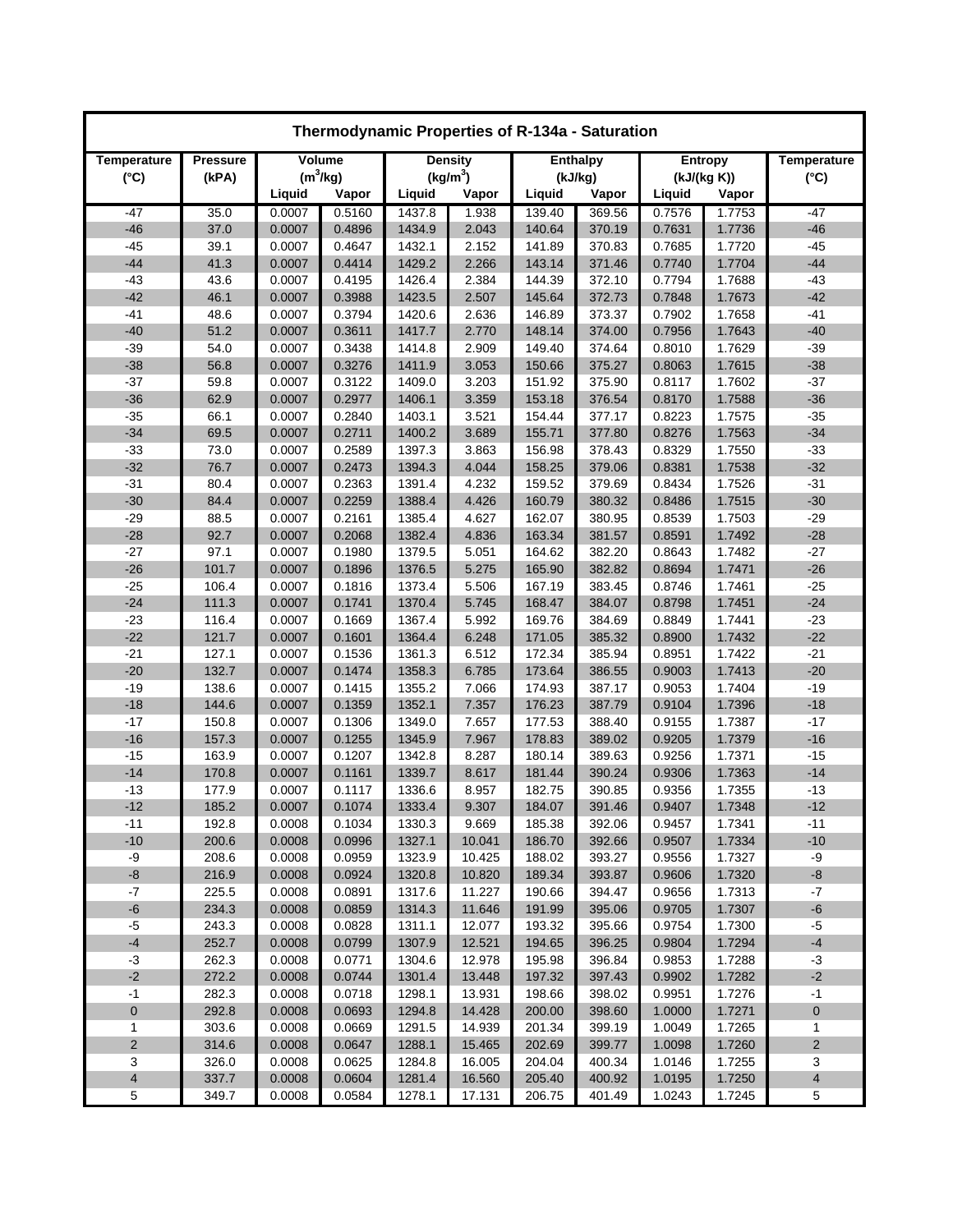# Thermodynamic Properties of R-134a - Saturation

| Temperature (°C) | Pressure (kPA) | Volume ($m^3$/kg) | | Density ($kg/m^3$) | | Enthalpy (kJ/kg) | | Entropy (kJ/(kg K)) | | Temperature (°C) |
|---|---|---|---|---|---|---|---|---|---|---|
| | | Liquid | Vapor | Liquid | Vapor | Liquid | Vapor | Liquid | Vapor | |
| -47 | 35.0 | 0.0007 | 0.5160 | 1437.8 | 1.938 | 139.40 | 369.56 | 0.7576 | 1.7753 | -47 |
| -46 | 37.0 | 0.0007 | 0.4896 | 1434.9 | 2.043 | 140.64 | 370.19 | 0.7631 | 1.7736 | -46 |
| -45 | 39.1 | 0.0007 | 0.4647 | 1432.1 | 2.152 | 141.89 | 370.83 | 0.7685 | 1.7720 | -45 |
| -44 | 41.3 | 0.0007 | 0.4414 | 1429.2 | 2.266 | 143.14 | 371.46 | 0.7740 | 1.7704 | -44 |
| -43 | 43.6 | 0.0007 | 0.4195 | 1426.4 | 2.384 | 144.39 | 372.10 | 0.7794 | 1.7688 | -43 |
| -42 | 46.1 | 0.0007 | 0.3988 | 1423.5 | 2.507 | 145.64 | 372.73 | 0.7848 | 1.7673 | -42 |
| -41 | 48.6 | 0.0007 | 0.3794 | 1420.6 | 2.636 | 146.89 | 373.37 | 0.7902 | 1.7658 | -41 |
| -40 | 51.2 | 0.0007 | 0.3611 | 1417.7 | 2.770 | 148.14 | 374.00 | 0.7956 | 1.7643 | -40 |
| -39 | 54.0 | 0.0007 | 0.3438 | 1414.8 | 2.909 | 149.40 | 374.64 | 0.8010 | 1.7629 | -39 |
| -38 | 56.8 | 0.0007 | 0.3276 | 1411.9 | 3.053 | 150.66 | 375.27 | 0.8063 | 1.7615 | -38 |
| -37 | 59.8 | 0.0007 | 0.3122 | 1409.0 | 3.203 | 151.92 | 375.90 | 0.8117 | 1.7602 | -37 |
| -36 | 62.9 | 0.0007 | 0.2977 | 1406.1 | 3.359 | 153.18 | 376.54 | 0.8170 | 1.7588 | -36 |
| -35 | 66.1 | 0.0007 | 0.2840 | 1403.1 | 3.521 | 154.44 | 377.17 | 0.8223 | 1.7575 | -35 |
| -34 | 69.5 | 0.0007 | 0.2711 | 1400.2 | 3.689 | 155.71 | 377.80 | 0.8276 | 1.7563 | -34 |
| -33 | 73.0 | 0.0007 | 0.2589 | 1397.3 | 3.863 | 156.98 | 378.43 | 0.8329 | 1.7550 | -33 |
| -32 | 76.7 | 0.0007 | 0.2473 | 1394.3 | 4.044 | 158.25 | 379.06 | 0.8381 | 1.7538 | -32 |
| -31 | 80.4 | 0.0007 | 0.2363 | 1391.4 | 4.232 | 159.52 | 379.69 | 0.8434 | 1.7526 | -31 |
| -30 | 84.4 | 0.0007 | 0.2259 | 1388.4 | 4.426 | 160.79 | 380.32 | 0.8486 | 1.7515 | -30 |
| -29 | 88.5 | 0.0007 | 0.2161 | 1385.4 | 4.627 | 162.07 | 380.95 | 0.8539 | 1.7503 | -29 |
| -28 | 92.7 | 0.0007 | 0.2068 | 1382.4 | 4.836 | 163.34 | 381.57 | 0.8591 | 1.7492 | -28 |
| -27 | 97.1 | 0.0007 | 0.1980 | 1379.5 | 5.051 | 164.62 | 382.20 | 0.8643 | 1.7482 | -27 |
| -26 | 101.7 | 0.0007 | 0.1896 | 1376.5 | 5.275 | 165.90 | 382.82 | 0.8694 | 1.7471 | -26 |
| -25 | 106.4 | 0.0007 | 0.1816 | 1373.4 | 5.506 | 167.19 | 383.45 | 0.8746 | 1.7461 | -25 |
| -24 | 111.3 | 0.0007 | 0.1741 | 1370.4 | 5.745 | 168.47 | 384.07 | 0.8798 | 1.7451 | -24 |
| -23 | 116.4 | 0.0007 | 0.1669 | 1367.4 | 5.992 | 169.76 | 384.69 | 0.8849 | 1.7441 | -23 |
| -22 | 121.7 | 0.0007 | 0.1601 | 1364.4 | 6.248 | 171.05 | 385.32 | 0.8900 | 1.7432 | -22 |
| -21 | 127.1 | 0.0007 | 0.1536 | 1361.3 | 6.512 | 172.34 | 385.94 | 0.8951 | 1.7422 | -21 |
| -20 | 132.7 | 0.0007 | 0.1474 | 1358.3 | 6.785 | 173.64 | 386.55 | 0.9003 | 1.7413 | -20 |
| -19 | 138.6 | 0.0007 | 0.1415 | 1355.2 | 7.066 | 174.93 | 387.17 | 0.9053 | 1.7404 | -19 |
| -18 | 144.6 | 0.0007 | 0.1359 | 1352.1 | 7.357 | 176.23 | 387.79 | 0.9104 | 1.7396 | -18 |
| -17 | 150.8 | 0.0007 | 0.1306 | 1349.0 | 7.657 | 177.53 | 388.40 | 0.9155 | 1.7387 | -17 |
| -16 | 157.3 | 0.0007 | 0.1255 | 1345.9 | 7.967 | 178.83 | 389.02 | 0.9205 | 1.7379 | -16 |
| -15 | 163.9 | 0.0007 | 0.1207 | 1342.8 | 8.287 | 180.14 | 389.63 | 0.9256 | 1.7371 | -15 |
| -14 | 170.8 | 0.0007 | 0.1161 | 1339.7 | 8.617 | 181.44 | 390.24 | 0.9306 | 1.7363 | -14 |
| -13 | 177.9 | 0.0007 | 0.1117 | 1336.6 | 8.957 | 182.75 | 390.85 | 0.9356 | 1.7355 | -13 |
| -12 | 185.2 | 0.0007 | 0.1074 | 1333.4 | 9.307 | 184.07 | 391.46 | 0.9407 | 1.7348 | -12 |
| -11 | 192.8 | 0.0008 | 0.1034 | 1330.3 | 9.669 | 185.38 | 392.06 | 0.9457 | 1.7341 | -11 |
| -10 | 200.6 | 0.0008 | 0.0996 | 1327.1 | 10.041 | 186.70 | 392.66 | 0.9507 | 1.7334 | -10 |
| -9 | 208.6 | 0.0008 | 0.0959 | 1323.9 | 10.425 | 188.02 | 393.27 | 0.9556 | 1.7327 | -9 |
| -8 | 216.9 | 0.0008 | 0.0924 | 1320.8 | 10.820 | 189.34 | 393.87 | 0.9606 | 1.7320 | -8 |
| -7 | 225.5 | 0.0008 | 0.0891 | 1317.6 | 11.227 | 190.66 | 394.47 | 0.9656 | 1.7313 | -7 |
| -6 | 234.3 | 0.0008 | 0.0859 | 1314.3 | 11.646 | 191.99 | 395.06 | 0.9705 | 1.7307 | -6 |
| -5 | 243.3 | 0.0008 | 0.0828 | 1311.1 | 12.077 | 193.32 | 395.66 | 0.9754 | 1.7300 | -5 |
| -4 | 252.7 | 0.0008 | 0.0799 | 1307.9 | 12.521 | 194.65 | 396.25 | 0.9804 | 1.7294 | -4 |
| -3 | 262.3 | 0.0008 | 0.0771 | 1304.6 | 12.978 | 195.98 | 396.84 | 0.9853 | 1.7288 | -3 |
| -2 | 272.2 | 0.0008 | 0.0744 | 1301.4 | 13.448 | 197.32 | 397.43 | 0.9902 | 1.7282 | -2 |
| -1 | 282.3 | 0.0008 | 0.0718 | 1298.1 | 13.931 | 198.66 | 398.02 | 0.9951 | 1.7276 | -1 |
| 0 | 292.8 | 0.0008 | 0.0693 | 1294.8 | 14.428 | 200.00 | 398.60 | 1.0000 | 1.7271 | 0 |
| 1 | 303.6 | 0.0008 | 0.0669 | 1291.5 | 14.939 | 201.34 | 399.19 | 1.0049 | 1.7265 | 1 |
| 2 | 314.6 | 0.0008 | 0.0647 | 1288.1 | 15.465 | 202.69 | 399.77 | 1.0098 | 1.7260 | 2 |
| 3 | 326.0 | 0.0008 | 0.0625 | 1284.8 | 16.005 | 204.04 | 400.34 | 1.0146 | 1.7255 | 3 |
| 4 | 337.7 | 0.0008 | 0.0604 | 1281.4 | 16.560 | 205.40 | 400.92 | 1.0195 | 1.7250 | 4 |
| 5 | 349.7 | 0.0008 | 0.0584 | 1278.1 | 17.131 | 206.75 | 401.49 | 1.0243 | 1.7245 | 5 |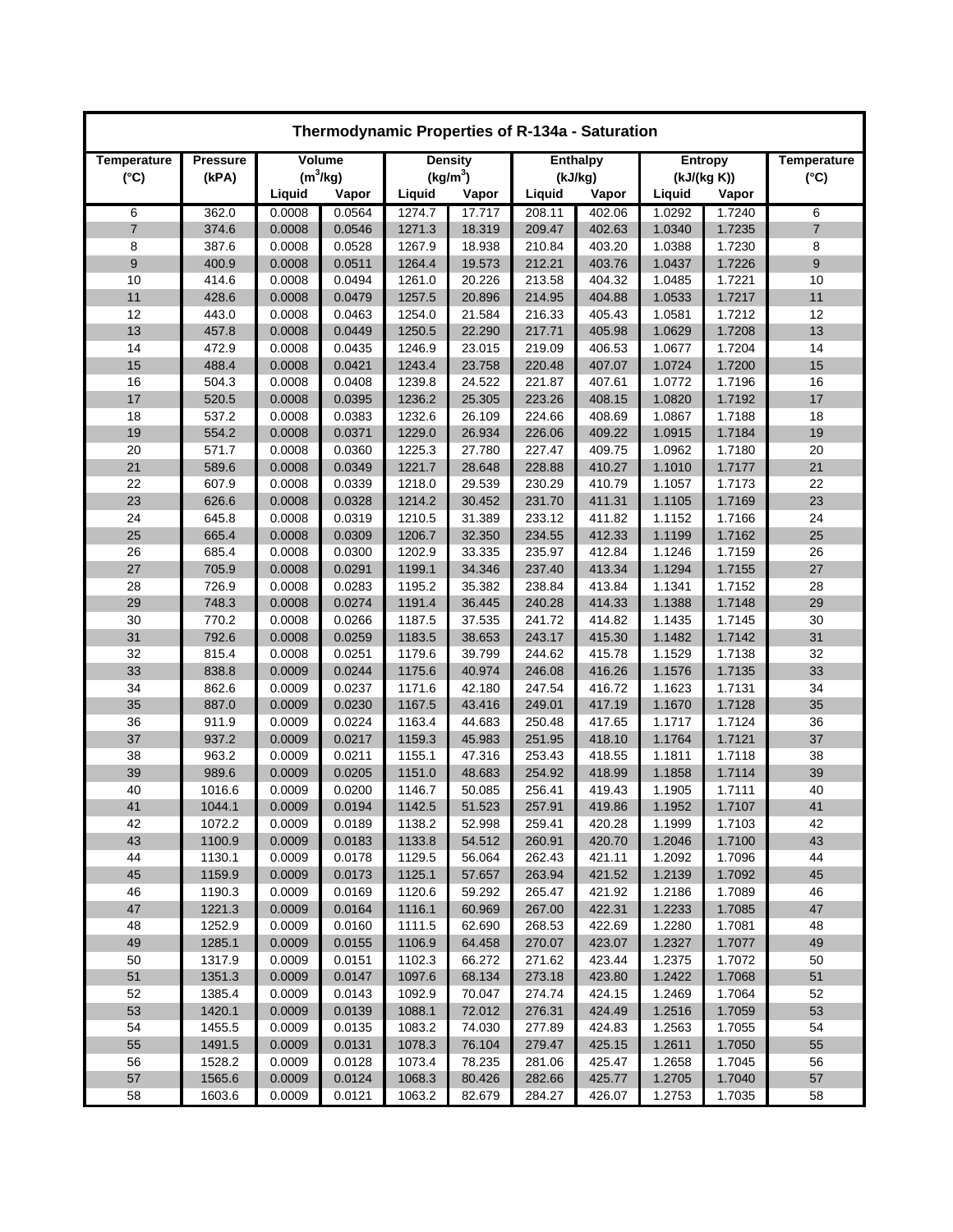| Thermodynamic Properties of R-134a - Saturation | | | | | | | | | | |
|---|---|---|---|---|---|---|---|---|---|---|
| Temperature (°C) | Pressure (kPA) | Volume ($m^3$/kg) | | Density ($kg/m^3$) | | Enthalpy (kJ/kg) | | Entropy (kJ/(kg K)) | | Temperature (°C) |
| | | Liquid | Vapor | Liquid | Vapor | Liquid | Vapor | Liquid | Vapor | |
| 6 | 362.0 | 0.0008 | 0.0564 | 1274.7 | 17.717 | 208.11 | 402.06 | 1.0292 | 1.7240 | 6 |
| 7 | 374.6 | 0.0008 | 0.0546 | 1271.3 | 18.319 | 209.47 | 402.63 | 1.0340 | 1.7235 | 7 |
| 8 | 387.6 | 0.0008 | 0.0528 | 1267.9 | 18.938 | 210.84 | 403.20 | 1.0388 | 1.7230 | 8 |
| 9 | 400.9 | 0.0008 | 0.0511 | 1264.4 | 19.573 | 212.21 | 403.76 | 1.0437 | 1.7226 | 9 |
| 10 | 414.6 | 0.0008 | 0.0494 | 1261.0 | 20.226 | 213.58 | 404.32 | 1.0485 | 1.7221 | 10 |
| 11 | 428.6 | 0.0008 | 0.0479 | 1257.5 | 20.896 | 214.95 | 404.88 | 1.0533 | 1.7217 | 11 |
| 12 | 443.0 | 0.0008 | 0.0463 | 1254.0 | 21.584 | 216.33 | 405.43 | 1.0581 | 1.7212 | 12 |
| 13 | 457.8 | 0.0008 | 0.0449 | 1250.5 | 22.290 | 217.71 | 405.98 | 1.0629 | 1.7208 | 13 |
| 14 | 472.9 | 0.0008 | 0.0435 | 1246.9 | 23.015 | 219.09 | 406.53 | 1.0677 | 1.7204 | 14 |
| 15 | 488.4 | 0.0008 | 0.0421 | 1243.4 | 23.758 | 220.48 | 407.07 | 1.0724 | 1.7200 | 15 |
| 16 | 504.3 | 0.0008 | 0.0408 | 1239.8 | 24.522 | 221.87 | 407.61 | 1.0772 | 1.7196 | 16 |
| 17 | 520.5 | 0.0008 | 0.0395 | 1236.2 | 25.305 | 223.26 | 408.15 | 1.0820 | 1.7192 | 17 |
| 18 | 537.2 | 0.0008 | 0.0383 | 1232.6 | 26.109 | 224.66 | 408.69 | 1.0867 | 1.7188 | 18 |
| 19 | 554.2 | 0.0008 | 0.0371 | 1229.0 | 26.934 | 226.06 | 409.22 | 1.0915 | 1.7184 | 19 |
| 20 | 571.7 | 0.0008 | 0.0360 | 1225.3 | 27.780 | 227.47 | 409.75 | 1.0962 | 1.7180 | 20 |
| 21 | 589.6 | 0.0008 | 0.0349 | 1221.7 | 28.648 | 228.88 | 410.27 | 1.1010 | 1.7177 | 21 |
| 22 | 607.9 | 0.0008 | 0.0339 | 1218.0 | 29.539 | 230.29 | 410.79 | 1.1057 | 1.7173 | 22 |
| 23 | 626.6 | 0.0008 | 0.0328 | 1214.2 | 30.452 | 231.70 | 411.31 | 1.1105 | 1.7169 | 23 |
| 24 | 645.8 | 0.0008 | 0.0319 | 1210.5 | 31.389 | 233.12 | 411.82 | 1.1152 | 1.7166 | 24 |
| 25 | 665.4 | 0.0008 | 0.0309 | 1206.7 | 32.350 | 234.55 | 412.33 | 1.1199 | 1.7162 | 25 |
| 26 | 685.4 | 0.0008 | 0.0300 | 1202.9 | 33.335 | 235.97 | 412.84 | 1.1246 | 1.7159 | 26 |
| 27 | 705.9 | 0.0008 | 0.0291 | 1199.1 | 34.346 | 237.40 | 413.34 | 1.1294 | 1.7155 | 27 |
| 28 | 726.9 | 0.0008 | 0.0283 | 1195.2 | 35.382 | 238.84 | 413.84 | 1.1341 | 1.7152 | 28 |
| 29 | 748.3 | 0.0008 | 0.0274 | 1191.4 | 36.445 | 240.28 | 414.33 | 1.1388 | 1.7148 | 29 |
| 30 | 770.2 | 0.0008 | 0.0266 | 1187.5 | 37.535 | 241.72 | 414.82 | 1.1435 | 1.7145 | 30 |
| 31 | 792.6 | 0.0008 | 0.0259 | 1183.5 | 38.653 | 243.17 | 415.30 | 1.1482 | 1.7142 | 31 |
| 32 | 815.4 | 0.0008 | 0.0251 | 1179.6 | 39.799 | 244.62 | 415.78 | 1.1529 | 1.7138 | 32 |
| 33 | 838.8 | 0.0009 | 0.0244 | 1175.6 | 40.974 | 246.08 | 416.26 | 1.1576 | 1.7135 | 33 |
| 34 | 862.6 | 0.0009 | 0.0237 | 1171.6 | 42.180 | 247.54 | 416.72 | 1.1623 | 1.7131 | 34 |
| 35 | 887.0 | 0.0009 | 0.0230 | 1167.5 | 43.416 | 249.01 | 417.19 | 1.1670 | 1.7128 | 35 |
| 36 | 911.9 | 0.0009 | 0.0224 | 1163.4 | 44.683 | 250.48 | 417.65 | 1.1717 | 1.7124 | 36 |
| 37 | 937.2 | 0.0009 | 0.0217 | 1159.3 | 45.983 | 251.95 | 418.10 | 1.1764 | 1.7121 | 37 |
| 38 | 963.2 | 0.0009 | 0.0211 | 1155.1 | 47.316 | 253.43 | 418.55 | 1.1811 | 1.7118 | 38 |
| 39 | 989.6 | 0.0009 | 0.0205 | 1151.0 | 48.683 | 254.92 | 418.99 | 1.1858 | 1.7114 | 39 |
| 40 | 1016.6 | 0.0009 | 0.0200 | 1146.7 | 50.085 | 256.41 | 419.43 | 1.1905 | 1.7111 | 40 |
| 41 | 1044.1 | 0.0009 | 0.0194 | 1142.5 | 51.523 | 257.91 | 419.86 | 1.1952 | 1.7107 | 41 |
| 42 | 1072.2 | 0.0009 | 0.0189 | 1138.2 | 52.998 | 259.41 | 420.28 | 1.1999 | 1.7103 | 42 |
| 43 | 1100.9 | 0.0009 | 0.0183 | 1133.8 | 54.512 | 260.91 | 420.70 | 1.2046 | 1.7100 | 43 |
| 44 | 1130.1 | 0.0009 | 0.0178 | 1129.5 | 56.064 | 262.43 | 421.11 | 1.2092 | 1.7096 | 44 |
| 45 | 1159.9 | 0.0009 | 0.0173 | 1125.1 | 57.657 | 263.94 | 421.52 | 1.2139 | 1.7092 | 45 |
| 46 | 1190.3 | 0.0009 | 0.0169 | 1120.6 | 59.292 | 265.47 | 421.92 | 1.2186 | 1.7089 | 46 |
| 47 | 1221.3 | 0.0009 | 0.0164 | 1116.1 | 60.969 | 267.00 | 422.31 | 1.2233 | 1.7085 | 47 |
| 48 | 1252.9 | 0.0009 | 0.0160 | 1111.5 | 62.690 | 268.53 | 422.69 | 1.2280 | 1.7081 | 48 |
| 49 | 1285.1 | 0.0009 | 0.0155 | 1106.9 | 64.458 | 270.07 | 423.07 | 1.2327 | 1.7077 | 49 |
| 50 | 1317.9 | 0.0009 | 0.0151 | 1102.3 | 66.272 | 271.62 | 423.44 | 1.2375 | 1.7072 | 50 |
| 51 | 1351.3 | 0.0009 | 0.0147 | 1097.6 | 68.134 | 273.18 | 423.80 | 1.2422 | 1.7068 | 51 |
| 52 | 1385.4 | 0.0009 | 0.0143 | 1092.9 | 70.047 | 274.74 | 424.15 | 1.2469 | 1.7064 | 52 |
| 53 | 1420.1 | 0.0009 | 0.0139 | 1088.1 | 72.012 | 276.31 | 424.49 | 1.2516 | 1.7059 | 53 |
| 54 | 1455.5 | 0.0009 | 0.0135 | 1083.2 | 74.030 | 277.89 | 424.83 | 1.2563 | 1.7055 | 54 |
| 55 | 1491.5 | 0.0009 | 0.0131 | 1078.3 | 76.104 | 279.47 | 425.15 | 1.2611 | 1.7050 | 55 |
| 56 | 1528.2 | 0.0009 | 0.0128 | 1073.4 | 78.235 | 281.06 | 425.47 | 1.2658 | 1.7045 | 56 |
| 57 | 1565.6 | 0.0009 | 0.0124 | 1068.3 | 80.426 | 282.66 | 425.77 | 1.2705 | 1.7040 | 57 |
| 58 | 1603.6 | 0.0009 | 0.0121 | 1063.2 | 82.679 | 284.27 | 426.07 | 1.2753 | 1.7035 | 58 |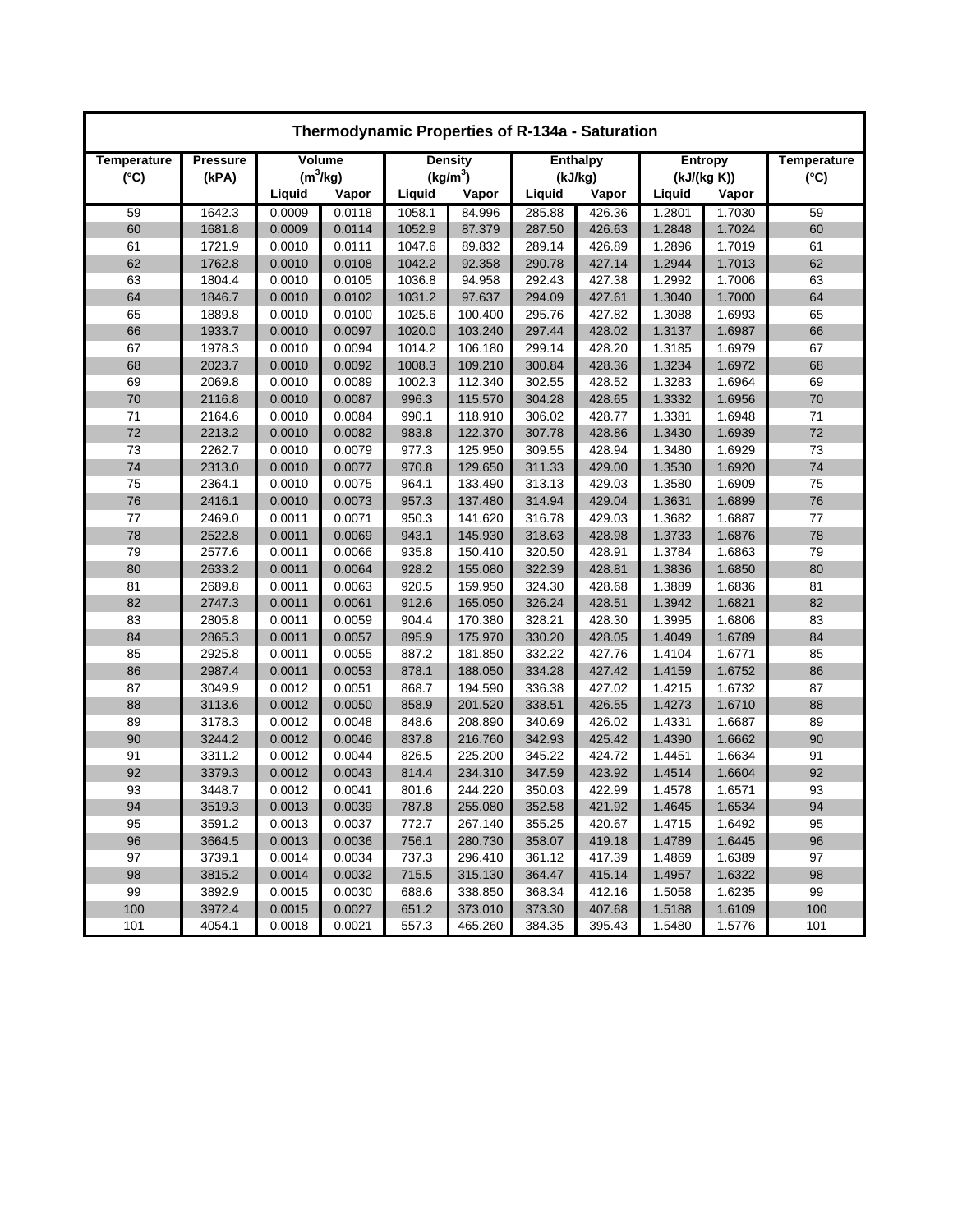# Thermodynamic Properties of R-134a - Saturation

| Temperature (°C) | Pressure (kPA) | Volume ($m^3$/kg) | | Density ($kg/m^3$) | | Enthalpy (kJ/kg) | | Entropy (kJ/(kg K)) | | Temperature (°C) |
|---|---|---|---|---|---|---|---|---|---|---|
| | | Liquid | Vapor | Liquid | Vapor | Liquid | Vapor | Liquid | Vapor | |
| 59 | 1642.3 | 0.0009 | 0.0118 | 1058.1 | 84.996 | 285.88 | 426.36 | 1.2801 | 1.7030 | 59 |
| 60 | 1681.8 | 0.0009 | 0.0114 | 1052.9 | 87.379 | 287.50 | 426.63 | 1.2848 | 1.7024 | 60 |
| 61 | 1721.9 | 0.0010 | 0.0111 | 1047.6 | 89.832 | 289.14 | 426.89 | 1.2896 | 1.7019 | 61 |
| 62 | 1762.8 | 0.0010 | 0.0108 | 1042.2 | 92.358 | 290.78 | 427.14 | 1.2944 | 1.7013 | 62 |
| 63 | 1804.4 | 0.0010 | 0.0105 | 1036.8 | 94.958 | 292.43 | 427.38 | 1.2992 | 1.7006 | 63 |
| 64 | 1846.7 | 0.0010 | 0.0102 | 1031.2 | 97.637 | 294.09 | 427.61 | 1.3040 | 1.7000 | 64 |
| 65 | 1889.8 | 0.0010 | 0.0100 | 1025.6 | 100.400 | 295.76 | 427.82 | 1.3088 | 1.6993 | 65 |
| 66 | 1933.7 | 0.0010 | 0.0097 | 1020.0 | 103.240 | 297.44 | 428.02 | 1.3137 | 1.6987 | 66 |
| 67 | 1978.3 | 0.0010 | 0.0094 | 1014.2 | 106.180 | 299.14 | 428.20 | 1.3185 | 1.6979 | 67 |
| 68 | 2023.7 | 0.0010 | 0.0092 | 1008.3 | 109.210 | 300.84 | 428.36 | 1.3234 | 1.6972 | 68 |
| 69 | 2069.8 | 0.0010 | 0.0089 | 1002.3 | 112.340 | 302.55 | 428.52 | 1.3283 | 1.6964 | 69 |
| 70 | 2116.8 | 0.0010 | 0.0087 | 996.3 | 115.570 | 304.28 | 428.65 | 1.3332 | 1.6956 | 70 |
| 71 | 2164.6 | 0.0010 | 0.0084 | 990.1 | 118.910 | 306.02 | 428.77 | 1.3381 | 1.6948 | 71 |
| 72 | 2213.2 | 0.0010 | 0.0082 | 983.8 | 122.370 | 307.78 | 428.86 | 1.3430 | 1.6939 | 72 |
| 73 | 2262.7 | 0.0010 | 0.0079 | 977.3 | 125.950 | 309.55 | 428.94 | 1.3480 | 1.6929 | 73 |
| 74 | 2313.0 | 0.0010 | 0.0077 | 970.8 | 129.650 | 311.33 | 429.00 | 1.3530 | 1.6920 | 74 |
| 75 | 2364.1 | 0.0010 | 0.0075 | 964.1 | 133.490 | 313.13 | 429.03 | 1.3580 | 1.6909 | 75 |
| 76 | 2416.1 | 0.0010 | 0.0073 | 957.3 | 137.480 | 314.94 | 429.04 | 1.3631 | 1.6899 | 76 |
| 77 | 2469.0 | 0.0011 | 0.0071 | 950.3 | 141.620 | 316.78 | 429.03 | 1.3682 | 1.6887 | 77 |
| 78 | 2522.8 | 0.0011 | 0.0069 | 943.1 | 145.930 | 318.63 | 428.98 | 1.3733 | 1.6876 | 78 |
| 79 | 2577.6 | 0.0011 | 0.0066 | 935.8 | 150.410 | 320.50 | 428.91 | 1.3784 | 1.6863 | 79 |
| 80 | 2633.2 | 0.0011 | 0.0064 | 928.2 | 155.080 | 322.39 | 428.81 | 1.3836 | 1.6850 | 80 |
| 81 | 2689.8 | 0.0011 | 0.0063 | 920.5 | 159.950 | 324.30 | 428.68 | 1.3889 | 1.6836 | 81 |
| 82 | 2747.3 | 0.0011 | 0.0061 | 912.6 | 165.050 | 326.24 | 428.51 | 1.3942 | 1.6821 | 82 |
| 83 | 2805.8 | 0.0011 | 0.0059 | 904.4 | 170.380 | 328.21 | 428.30 | 1.3995 | 1.6806 | 83 |
| 84 | 2865.3 | 0.0011 | 0.0057 | 895.9 | 175.970 | 330.20 | 428.05 | 1.4049 | 1.6789 | 84 |
| 85 | 2925.8 | 0.0011 | 0.0055 | 887.2 | 181.850 | 332.22 | 427.76 | 1.4104 | 1.6771 | 85 |
| 86 | 2987.4 | 0.0011 | 0.0053 | 878.1 | 188.050 | 334.28 | 427.42 | 1.4159 | 1.6752 | 86 |
| 87 | 3049.9 | 0.0012 | 0.0051 | 868.7 | 194.590 | 336.38 | 427.02 | 1.4215 | 1.6732 | 87 |
| 88 | 3113.6 | 0.0012 | 0.0050 | 858.9 | 201.520 | 338.51 | 426.55 | 1.4273 | 1.6710 | 88 |
| 89 | 3178.3 | 0.0012 | 0.0048 | 848.6 | 208.890 | 340.69 | 426.02 | 1.4331 | 1.6687 | 89 |
| 90 | 3244.2 | 0.0012 | 0.0046 | 837.8 | 216.760 | 342.93 | 425.42 | 1.4390 | 1.6662 | 90 |
| 91 | 3311.2 | 0.0012 | 0.0044 | 826.5 | 225.200 | 345.22 | 424.72 | 1.4451 | 1.6634 | 91 |
| 92 | 3379.3 | 0.0012 | 0.0043 | 814.4 | 234.310 | 347.59 | 423.92 | 1.4514 | 1.6604 | 92 |
| 93 | 3448.7 | 0.0012 | 0.0041 | 801.6 | 244.220 | 350.03 | 422.99 | 1.4578 | 1.6571 | 93 |
| 94 | 3519.3 | 0.0013 | 0.0039 | 787.8 | 255.080 | 352.58 | 421.92 | 1.4645 | 1.6534 | 94 |
| 95 | 3591.2 | 0.0013 | 0.0037 | 772.7 | 267.140 | 355.25 | 420.67 | 1.4715 | 1.6492 | 95 |
| 96 | 3664.5 | 0.0013 | 0.0036 | 756.1 | 280.730 | 358.07 | 419.18 | 1.4789 | 1.6445 | 96 |
| 97 | 3739.1 | 0.0014 | 0.0034 | 737.3 | 296.410 | 361.12 | 417.39 | 1.4869 | 1.6389 | 97 |
| 98 | 3815.2 | 0.0014 | 0.0032 | 715.5 | 315.130 | 364.47 | 415.14 | 1.4957 | 1.6322 | 98 |
| 99 | 3892.9 | 0.0015 | 0.0030 | 688.6 | 338.850 | 368.34 | 412.16 | 1.5058 | 1.6235 | 99 |
| 100 | 3972.4 | 0.0015 | 0.0027 | 651.2 | 373.010 | 373.30 | 407.68 | 1.5188 | 1.6109 | 100 |
| 101 | 4054.1 | 0.0018 | 0.0021 | 557.3 | 465.260 | 384.35 | 395.43 | 1.5480 | 1.5776 | 101 |